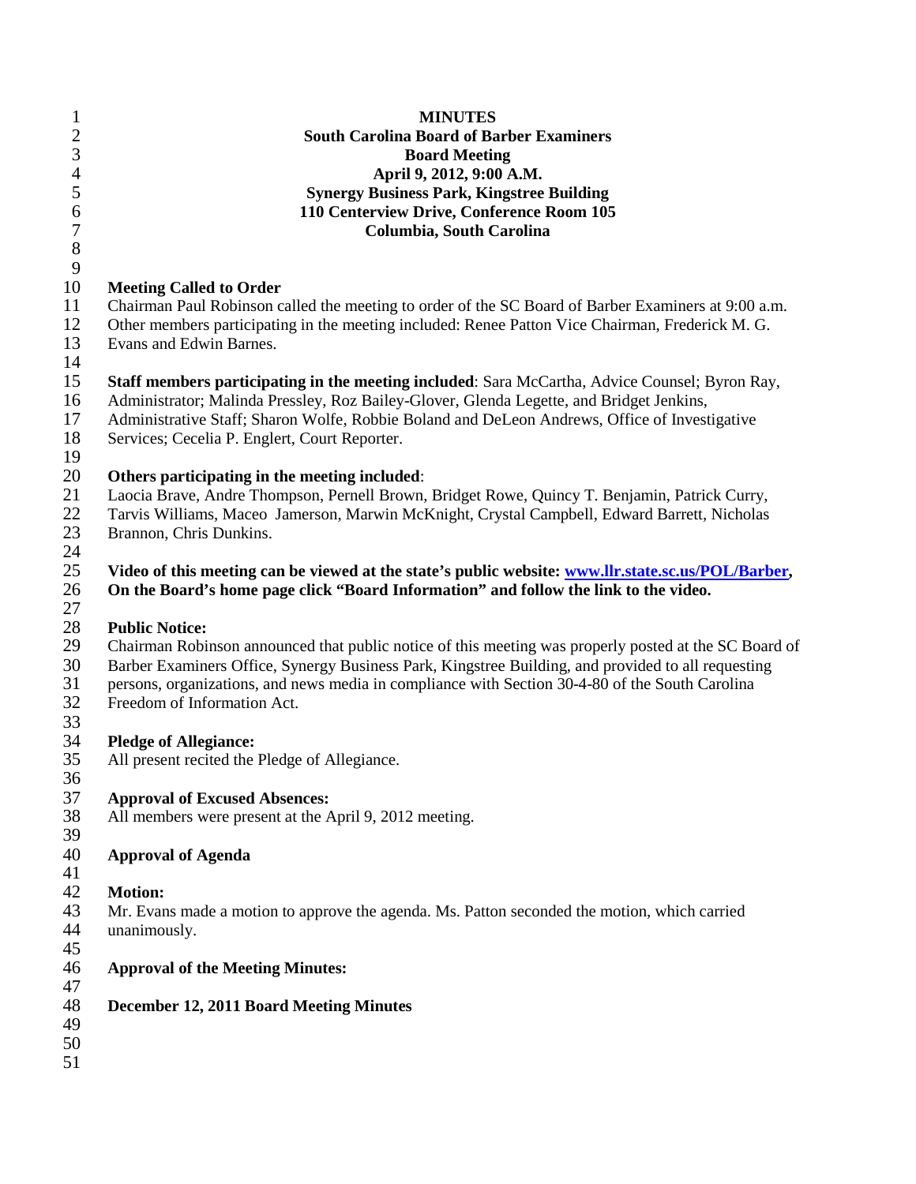**MINUTES**
**South Carolina Board of Barber Examiners**
**Board Meeting**
**April 9, 2012, 9:00 A.M.**
**Synergy Business Park, Kingstree Building**
**110 Centerview Drive, Conference Room 105**
**Columbia, South Carolina**

**Meeting Called to Order**
Chairman Paul Robinson called the meeting to order of the SC Board of Barber Examiners at 9:00 a.m. Other members participating in the meeting included: Renee Patton Vice Chairman, Frederick M. G. Evans and Edwin Barnes.

**Staff members participating in the meeting included**: Sara McCartha, Advice Counsel; Byron Ray, Administrator; Malinda Pressley, Roz Bailey-Glover, Glenda Legette, and Bridget Jenkins, Administrative Staff; Sharon Wolfe, Robbie Boland and DeLeon Andrews, Office of Investigative Services; Cecelia P. Englert, Court Reporter.

**Others participating in the meeting included**:
Laocia Brave, Andre Thompson, Pernell Brown, Bridget Rowe, Quincy T. Benjamin, Patrick Curry, Tarvis Williams, Maceo Jamerson, Marwin McKnight, Crystal Campbell, Edward Barrett, Nicholas Brannon, Chris Dunkins.

**Video of this meeting can be viewed at the state's public website: [www.llr.state.sc.us/POL/Barber](www.llr.state.sc.us/POL/Barber), On the Board's home page click "Board Information" and follow the link to the video.**

**Public Notice:**
Chairman Robinson announced that public notice of this meeting was properly posted at the SC Board of Barber Examiners Office, Synergy Business Park, Kingstree Building, and provided to all requesting persons, organizations, and news media in compliance with Section 30-4-80 of the South Carolina Freedom of Information Act.

**Pledge of Allegiance:**
All present recited the Pledge of Allegiance.

**Approval of Excused Absences:**
All members were present at the April 9, 2012 meeting.

**Approval of Agenda**

**Motion:**
Mr. Evans made a motion to approve the agenda. Ms. Patton seconded the motion, which carried unanimously.

**Approval of the Meeting Minutes:**

**December 12, 2011 Board Meeting Minutes**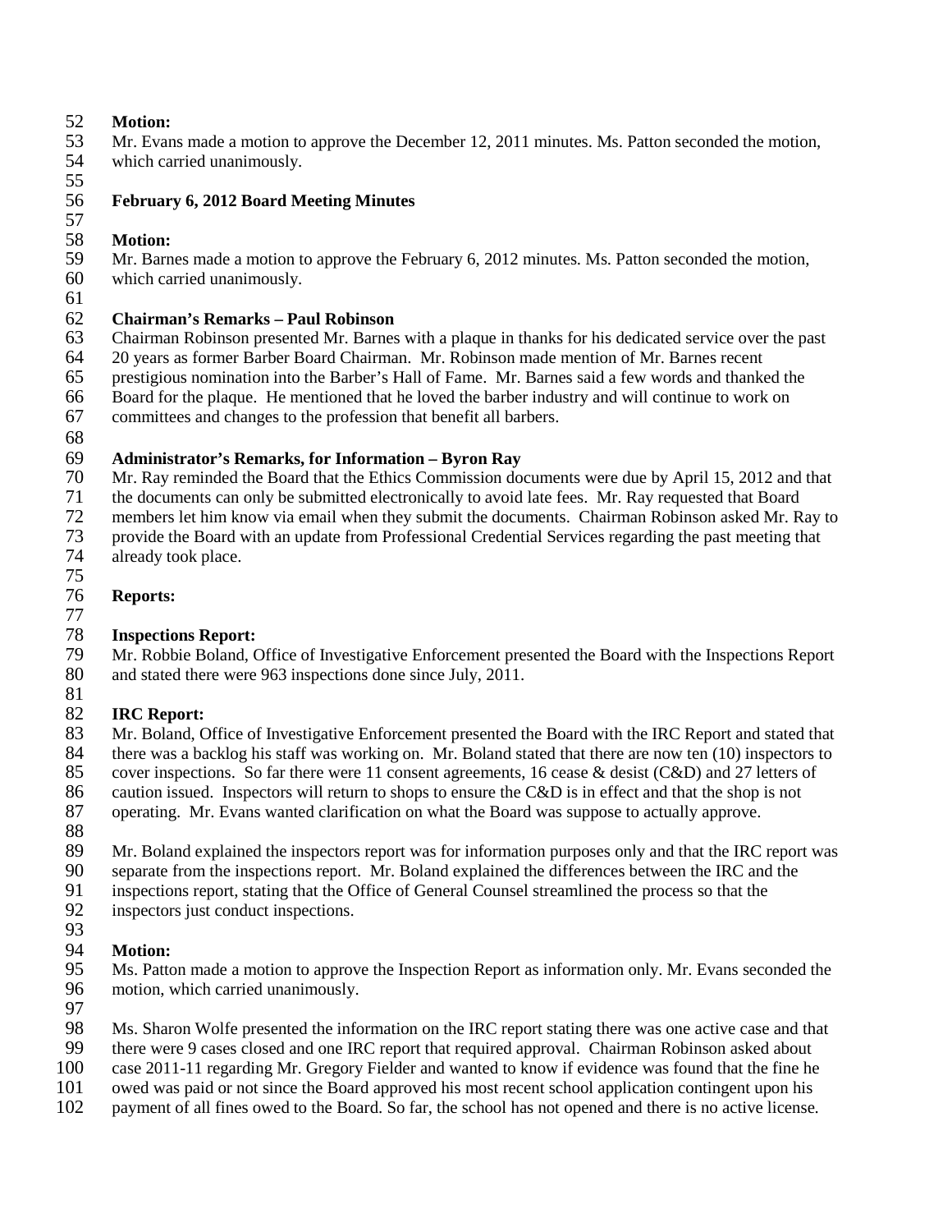**Motion:**
Mr. Evans made a motion to approve the December 12, 2011 minutes. Ms. Patton seconded the motion, which carried unanimously.

**February 6, 2012 Board Meeting Minutes**

**Motion:**
Mr. Barnes made a motion to approve the February 6, 2012 minutes. Ms. Patton seconded the motion, which carried unanimously.

**Chairman's Remarks – Paul Robinson**
Chairman Robinson presented Mr. Barnes with a plaque in thanks for his dedicated service over the past 20 years as former Barber Board Chairman. Mr. Robinson made mention of Mr. Barnes recent prestigious nomination into the Barber's Hall of Fame. Mr. Barnes said a few words and thanked the Board for the plaque. He mentioned that he loved the barber industry and will continue to work on committees and changes to the profession that benefit all barbers.

**Administrator's Remarks, for Information – Byron Ray**
Mr. Ray reminded the Board that the Ethics Commission documents were due by April 15, 2012 and that the documents can only be submitted electronically to avoid late fees. Mr. Ray requested that Board members let him know via email when they submit the documents. Chairman Robinson asked Mr. Ray to provide the Board with an update from Professional Credential Services regarding the past meeting that already took place.

**Reports:**

**Inspections Report:**
Mr. Robbie Boland, Office of Investigative Enforcement presented the Board with the Inspections Report and stated there were 963 inspections done since July, 2011.

**IRC Report:**
Mr. Boland, Office of Investigative Enforcement presented the Board with the IRC Report and stated that there was a backlog his staff was working on. Mr. Boland stated that there are now ten (10) inspectors to cover inspections. So far there were 11 consent agreements, 16 cease & desist (C&D) and 27 letters of caution issued. Inspectors will return to shops to ensure the C&D is in effect and that the shop is not operating. Mr. Evans wanted clarification on what the Board was suppose to actually approve.

Mr. Boland explained the inspectors report was for information purposes only and that the IRC report was separate from the inspections report. Mr. Boland explained the differences between the IRC and the inspections report, stating that the Office of General Counsel streamlined the process so that the inspectors just conduct inspections.

**Motion:**
Ms. Patton made a motion to approve the Inspection Report as information only. Mr. Evans seconded the motion, which carried unanimously.

Ms. Sharon Wolfe presented the information on the IRC report stating there was one active case and that there were 9 cases closed and one IRC report that required approval. Chairman Robinson asked about case 2011-11 regarding Mr. Gregory Fielder and wanted to know if evidence was found that the fine he owed was paid or not since the Board approved his most recent school application contingent upon his payment of all fines owed to the Board. So far, the school has not opened and there is no active license.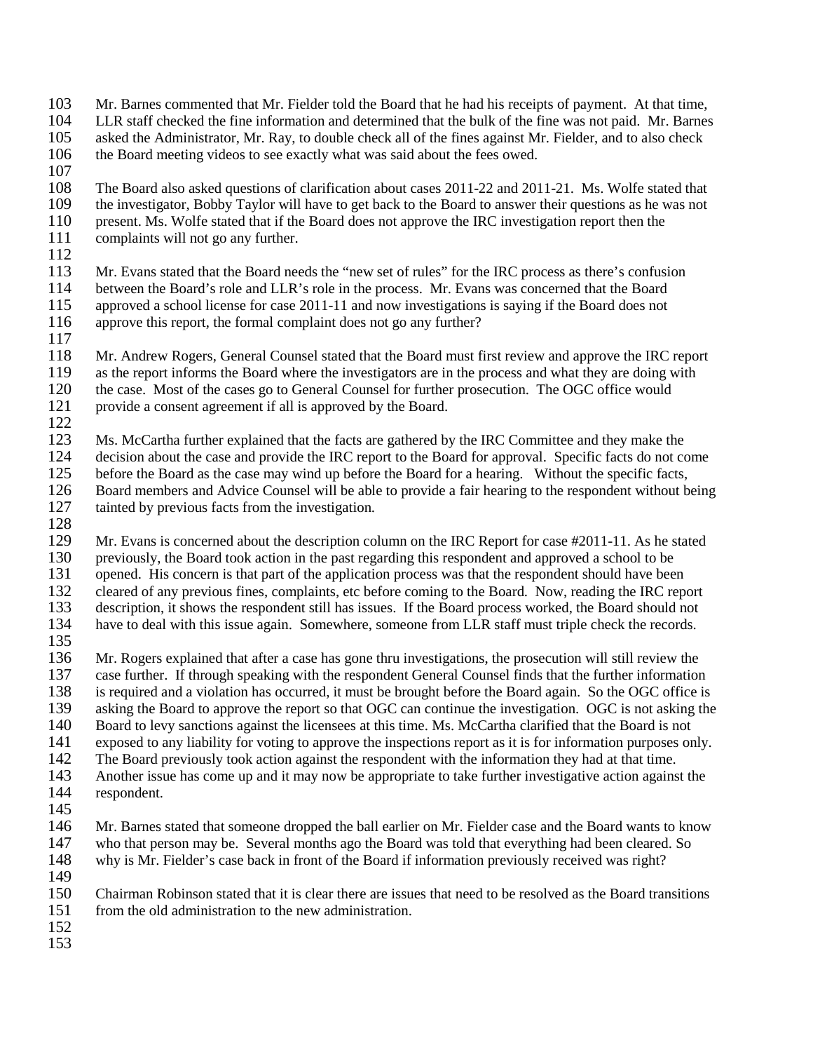Mr. Barnes commented that Mr. Fielder told the Board that he had his receipts of payment. At that time, LLR staff checked the fine information and determined that the bulk of the fine was not paid. Mr. Barnes asked the Administrator, Mr. Ray, to double check all of the fines against Mr. Fielder, and to also check the Board meeting videos to see exactly what was said about the fees owed.

The Board also asked questions of clarification about cases 2011-22 and 2011-21. Ms. Wolfe stated that the investigator, Bobby Taylor will have to get back to the Board to answer their questions as he was not present. Ms. Wolfe stated that if the Board does not approve the IRC investigation report then the complaints will not go any further.

Mr. Evans stated that the Board needs the "new set of rules" for the IRC process as there's confusion between the Board's role and LLR's role in the process. Mr. Evans was concerned that the Board approved a school license for case 2011-11 and now investigations is saying if the Board does not approve this report, the formal complaint does not go any further?

Mr. Andrew Rogers, General Counsel stated that the Board must first review and approve the IRC report as the report informs the Board where the investigators are in the process and what they are doing with the case. Most of the cases go to General Counsel for further prosecution. The OGC office would provide a consent agreement if all is approved by the Board.

Ms. McCartha further explained that the facts are gathered by the IRC Committee and they make the decision about the case and provide the IRC report to the Board for approval. Specific facts do not come before the Board as the case may wind up before the Board for a hearing. Without the specific facts, Board members and Advice Counsel will be able to provide a fair hearing to the respondent without being tainted by previous facts from the investigation.

Mr. Evans is concerned about the description column on the IRC Report for case #2011-11. As he stated previously, the Board took action in the past regarding this respondent and approved a school to be opened. His concern is that part of the application process was that the respondent should have been cleared of any previous fines, complaints, etc before coming to the Board. Now, reading the IRC report description, it shows the respondent still has issues. If the Board process worked, the Board should not have to deal with this issue again. Somewhere, someone from LLR staff must triple check the records.

Mr. Rogers explained that after a case has gone thru investigations, the prosecution will still review the case further. If through speaking with the respondent General Counsel finds that the further information is required and a violation has occurred, it must be brought before the Board again. So the OGC office is asking the Board to approve the report so that OGC can continue the investigation. OGC is not asking the Board to levy sanctions against the licensees at this time. Ms. McCartha clarified that the Board is not exposed to any liability for voting to approve the inspections report as it is for information purposes only. The Board previously took action against the respondent with the information they had at that time. Another issue has come up and it may now be appropriate to take further investigative action against the respondent.

Mr. Barnes stated that someone dropped the ball earlier on Mr. Fielder case and the Board wants to know who that person may be. Several months ago the Board was told that everything had been cleared. So why is Mr. Fielder's case back in front of the Board if information previously received was right?

Chairman Robinson stated that it is clear there are issues that need to be resolved as the Board transitions from the old administration to the new administration.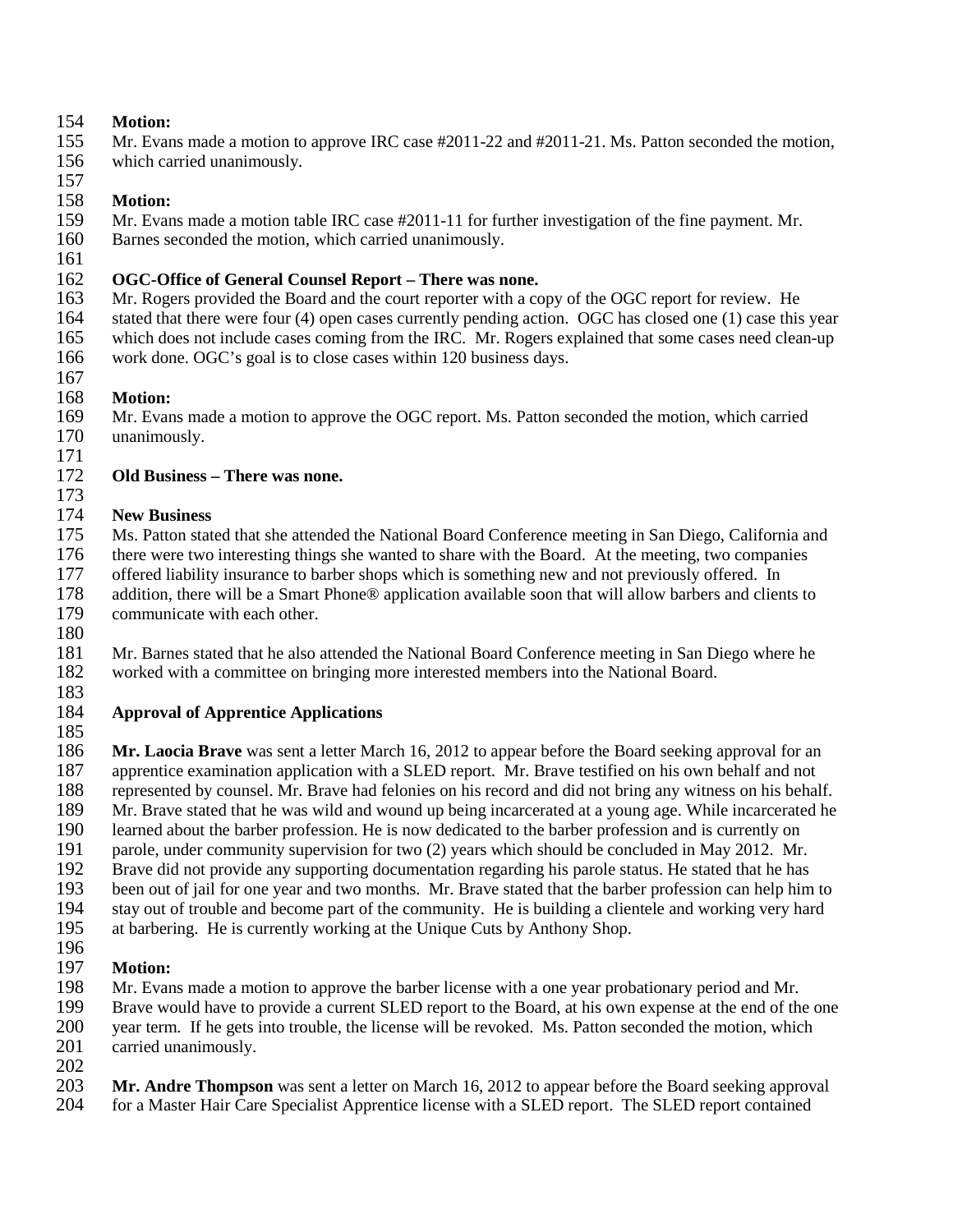**Motion:**
Mr. Evans made a motion to approve IRC case #2011-22 and #2011-21. Ms. Patton seconded the motion, which carried unanimously.

**Motion:**
Mr. Evans made a motion table IRC case #2011-11 for further investigation of the fine payment. Mr. Barnes seconded the motion, which carried unanimously.

**OGC-Office of General Counsel Report – There was none.**
Mr. Rogers provided the Board and the court reporter with a copy of the OGC report for review. He stated that there were four (4) open cases currently pending action. OGC has closed one (1) case this year which does not include cases coming from the IRC. Mr. Rogers explained that some cases need clean-up work done. OGC's goal is to close cases within 120 business days.

**Motion:**
Mr. Evans made a motion to approve the OGC report. Ms. Patton seconded the motion, which carried unanimously.

**Old Business – There was none.**

**New Business**
Ms. Patton stated that she attended the National Board Conference meeting in San Diego, California and there were two interesting things she wanted to share with the Board. At the meeting, two companies offered liability insurance to barber shops which is something new and not previously offered. In addition, there will be a Smart Phone® application available soon that will allow barbers and clients to communicate with each other.

Mr. Barnes stated that he also attended the National Board Conference meeting in San Diego where he worked with a committee on bringing more interested members into the National Board.

**Approval of Apprentice Applications**

**Mr. Laocia Brave** was sent a letter March 16, 2012 to appear before the Board seeking approval for an apprentice examination application with a SLED report. Mr. Brave testified on his own behalf and not represented by counsel. Mr. Brave had felonies on his record and did not bring any witness on his behalf. Mr. Brave stated that he was wild and wound up being incarcerated at a young age. While incarcerated he learned about the barber profession. He is now dedicated to the barber profession and is currently on parole, under community supervision for two (2) years which should be concluded in May 2012. Mr. Brave did not provide any supporting documentation regarding his parole status. He stated that he has been out of jail for one year and two months. Mr. Brave stated that the barber profession can help him to stay out of trouble and become part of the community. He is building a clientele and working very hard at barbering. He is currently working at the Unique Cuts by Anthony Shop.

**Motion:**
Mr. Evans made a motion to approve the barber license with a one year probationary period and Mr. Brave would have to provide a current SLED report to the Board, at his own expense at the end of the one year term. If he gets into trouble, the license will be revoked. Ms. Patton seconded the motion, which carried unanimously.

**Mr. Andre Thompson** was sent a letter on March 16, 2012 to appear before the Board seeking approval for a Master Hair Care Specialist Apprentice license with a SLED report. The SLED report contained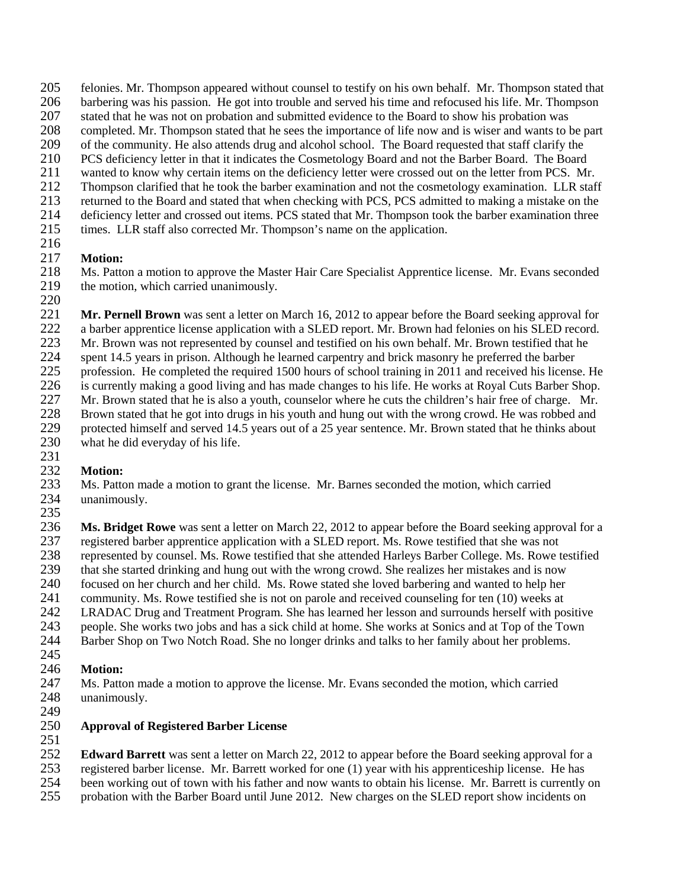felonies. Mr. Thompson appeared without counsel to testify on his own behalf. Mr. Thompson stated that barbering was his passion. He got into trouble and served his time and refocused his life. Mr. Thompson stated that he was not on probation and submitted evidence to the Board to show his probation was completed. Mr. Thompson stated that he sees the importance of life now and is wiser and wants to be part of the community. He also attends drug and alcohol school. The Board requested that staff clarify the PCS deficiency letter in that it indicates the Cosmetology Board and not the Barber Board. The Board wanted to know why certain items on the deficiency letter were crossed out on the letter from PCS. Mr. Thompson clarified that he took the barber examination and not the cosmetology examination. LLR staff returned to the Board and stated that when checking with PCS, PCS admitted to making a mistake on the deficiency letter and crossed out items. PCS stated that Mr. Thompson took the barber examination three times. LLR staff also corrected Mr. Thompson's name on the application.

**Motion:**
Ms. Patton a motion to approve the Master Hair Care Specialist Apprentice license. Mr. Evans seconded the motion, which carried unanimously.

**Mr. Pernell Brown** was sent a letter on March 16, 2012 to appear before the Board seeking approval for a barber apprentice license application with a SLED report. Mr. Brown had felonies on his SLED record. Mr. Brown was not represented by counsel and testified on his own behalf. Mr. Brown testified that he spent 14.5 years in prison. Although he learned carpentry and brick masonry he preferred the barber profession. He completed the required 1500 hours of school training in 2011 and received his license. He is currently making a good living and has made changes to his life. He works at Royal Cuts Barber Shop. Mr. Brown stated that he is also a youth, counselor where he cuts the children's hair free of charge. Mr. Brown stated that he got into drugs in his youth and hung out with the wrong crowd. He was robbed and protected himself and served 14.5 years out of a 25 year sentence. Mr. Brown stated that he thinks about what he did everyday of his life.

**Motion:**
Ms. Patton made a motion to grant the license. Mr. Barnes seconded the motion, which carried unanimously.

**Ms. Bridget Rowe** was sent a letter on March 22, 2012 to appear before the Board seeking approval for a registered barber apprentice application with a SLED report. Ms. Rowe testified that she was not represented by counsel. Ms. Rowe testified that she attended Harleys Barber College. Ms. Rowe testified that she started drinking and hung out with the wrong crowd. She realizes her mistakes and is now focused on her church and her child. Ms. Rowe stated she loved barbering and wanted to help her community. Ms. Rowe testified she is not on parole and received counseling for ten (10) weeks at LRADAC Drug and Treatment Program. She has learned her lesson and surrounds herself with positive people. She works two jobs and has a sick child at home. She works at Sonics and at Top of the Town Barber Shop on Two Notch Road. She no longer drinks and talks to her family about her problems.

**Motion:**
Ms. Patton made a motion to approve the license. Mr. Evans seconded the motion, which carried unanimously.

**Approval of Registered Barber License**

**Edward Barrett** was sent a letter on March 22, 2012 to appear before the Board seeking approval for a registered barber license. Mr. Barrett worked for one (1) year with his apprenticeship license. He has been working out of town with his father and now wants to obtain his license. Mr. Barrett is currently on probation with the Barber Board until June 2012. New charges on the SLED report show incidents on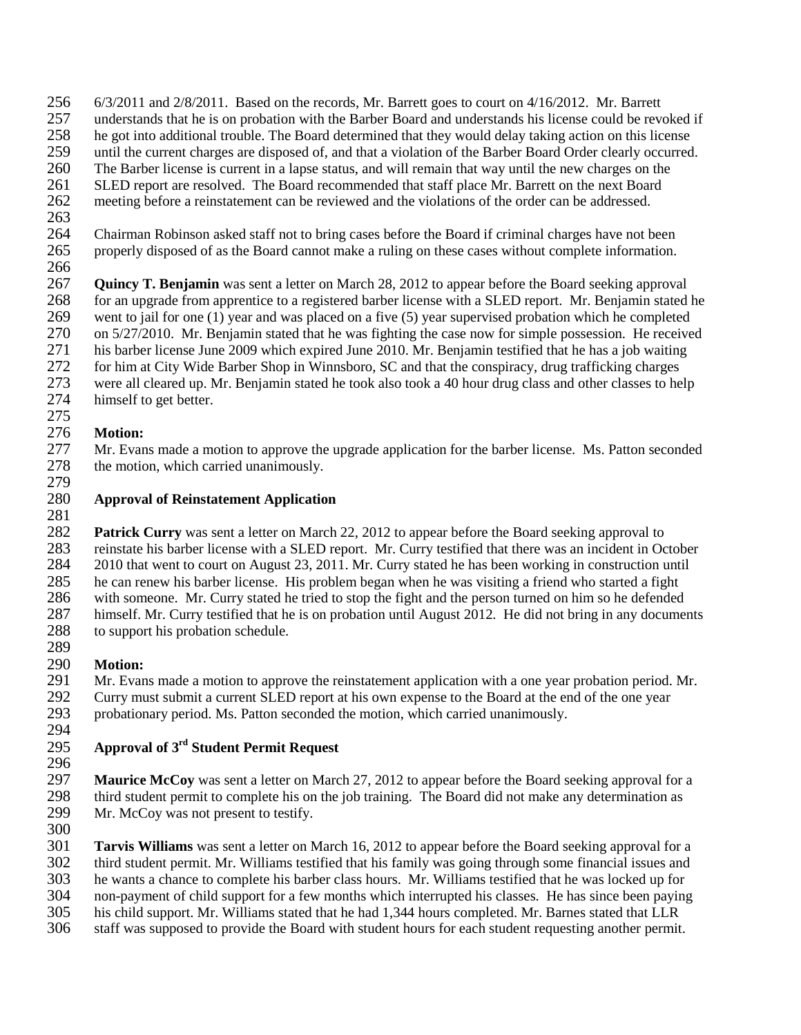6/3/2011 and 2/8/2011. Based on the records, Mr. Barrett goes to court on 4/16/2012. Mr. Barrett understands that he is on probation with the Barber Board and understands his license could be revoked if he got into additional trouble. The Board determined that they would delay taking action on this license until the current charges are disposed of, and that a violation of the Barber Board Order clearly occurred. The Barber license is current in a lapse status, and will remain that way until the new charges on the SLED report are resolved. The Board recommended that staff place Mr. Barrett on the next Board meeting before a reinstatement can be reviewed and the violations of the order can be addressed.

Chairman Robinson asked staff not to bring cases before the Board if criminal charges have not been properly disposed of as the Board cannot make a ruling on these cases without complete information.

**Quincy T. Benjamin** was sent a letter on March 28, 2012 to appear before the Board seeking approval for an upgrade from apprentice to a registered barber license with a SLED report. Mr. Benjamin stated he went to jail for one (1) year and was placed on a five (5) year supervised probation which he completed on 5/27/2010. Mr. Benjamin stated that he was fighting the case now for simple possession. He received his barber license June 2009 which expired June 2010. Mr. Benjamin testified that he has a job waiting for him at City Wide Barber Shop in Winnsboro, SC and that the conspiracy, drug trafficking charges were all cleared up. Mr. Benjamin stated he took also took a 40 hour drug class and other classes to help himself to get better.

**Motion:**
Mr. Evans made a motion to approve the upgrade application for the barber license. Ms. Patton seconded the motion, which carried unanimously.

**Approval of Reinstatement Application**

**Patrick Curry** was sent a letter on March 22, 2012 to appear before the Board seeking approval to reinstate his barber license with a SLED report. Mr. Curry testified that there was an incident in October 2010 that went to court on August 23, 2011. Mr. Curry stated he has been working in construction until he can renew his barber license. His problem began when he was visiting a friend who started a fight with someone. Mr. Curry stated he tried to stop the fight and the person turned on him so he defended himself. Mr. Curry testified that he is on probation until August 2012. He did not bring in any documents to support his probation schedule.

**Motion:**
Mr. Evans made a motion to approve the reinstatement application with a one year probation period. Mr. Curry must submit a current SLED report at his own expense to the Board at the end of the one year probationary period. Ms. Patton seconded the motion, which carried unanimously.

**Approval of 3rd Student Permit Request**

**Maurice McCoy** was sent a letter on March 27, 2012 to appear before the Board seeking approval for a third student permit to complete his on the job training. The Board did not make any determination as Mr. McCoy was not present to testify.

**Tarvis Williams** was sent a letter on March 16, 2012 to appear before the Board seeking approval for a third student permit. Mr. Williams testified that his family was going through some financial issues and he wants a chance to complete his barber class hours. Mr. Williams testified that he was locked up for non-payment of child support for a few months which interrupted his classes. He has since been paying his child support. Mr. Williams stated that he had 1,344 hours completed. Mr. Barnes stated that LLR staff was supposed to provide the Board with student hours for each student requesting another permit.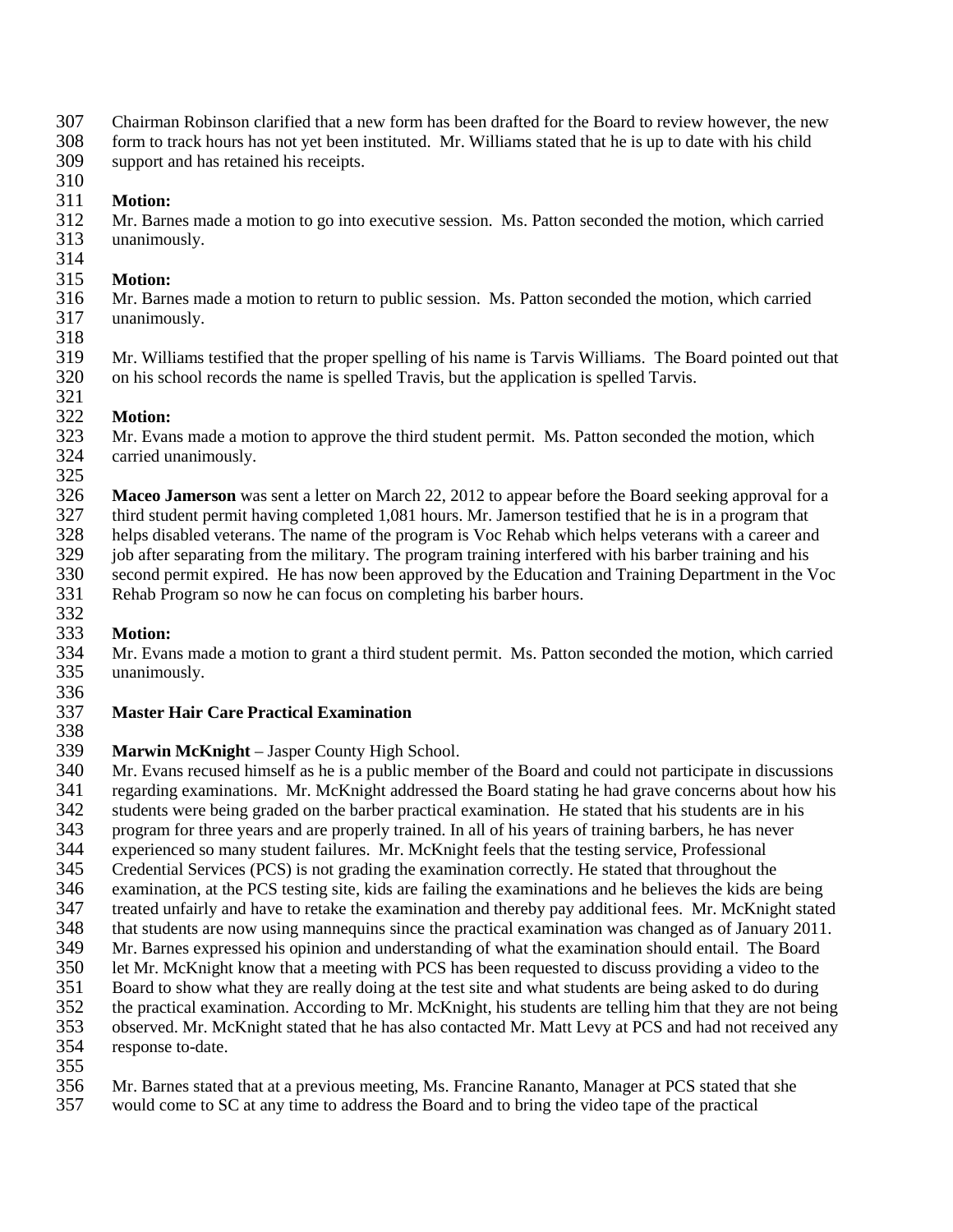Chairman Robinson clarified that a new form has been drafted for the Board to review however, the new form to track hours has not yet been instituted. Mr. Williams stated that he is up to date with his child support and has retained his receipts.

**Motion:**
Mr. Barnes made a motion to go into executive session. Ms. Patton seconded the motion, which carried unanimously.

**Motion:**
Mr. Barnes made a motion to return to public session. Ms. Patton seconded the motion, which carried unanimously.

Mr. Williams testified that the proper spelling of his name is Tarvis Williams. The Board pointed out that on his school records the name is spelled Travis, but the application is spelled Tarvis.

**Motion:**
Mr. Evans made a motion to approve the third student permit. Ms. Patton seconded the motion, which carried unanimously.

**Maceo Jamerson** was sent a letter on March 22, 2012 to appear before the Board seeking approval for a third student permit having completed 1,081 hours. Mr. Jamerson testified that he is in a program that helps disabled veterans. The name of the program is Voc Rehab which helps veterans with a career and job after separating from the military. The program training interfered with his barber training and his second permit expired. He has now been approved by the Education and Training Department in the Voc Rehab Program so now he can focus on completing his barber hours.

**Motion:**
Mr. Evans made a motion to grant a third student permit. Ms. Patton seconded the motion, which carried unanimously.

**Master Hair Care Practical Examination**

**Marwin McKnight** – Jasper County High School.
Mr. Evans recused himself as he is a public member of the Board and could not participate in discussions regarding examinations. Mr. McKnight addressed the Board stating he had grave concerns about how his students were being graded on the barber practical examination. He stated that his students are in his program for three years and are properly trained. In all of his years of training barbers, he has never experienced so many student failures. Mr. McKnight feels that the testing service, Professional Credential Services (PCS) is not grading the examination correctly. He stated that throughout the examination, at the PCS testing site, kids are failing the examinations and he believes the kids are being treated unfairly and have to retake the examination and thereby pay additional fees. Mr. McKnight stated that students are now using mannequins since the practical examination was changed as of January 2011. Mr. Barnes expressed his opinion and understanding of what the examination should entail. The Board let Mr. McKnight know that a meeting with PCS has been requested to discuss providing a video to the Board to show what they are really doing at the test site and what students are being asked to do during the practical examination. According to Mr. McKnight, his students are telling him that they are not being observed. Mr. McKnight stated that he has also contacted Mr. Matt Levy at PCS and had not received any response to-date.

Mr. Barnes stated that at a previous meeting, Ms. Francine Rananto, Manager at PCS stated that she would come to SC at any time to address the Board and to bring the video tape of the practical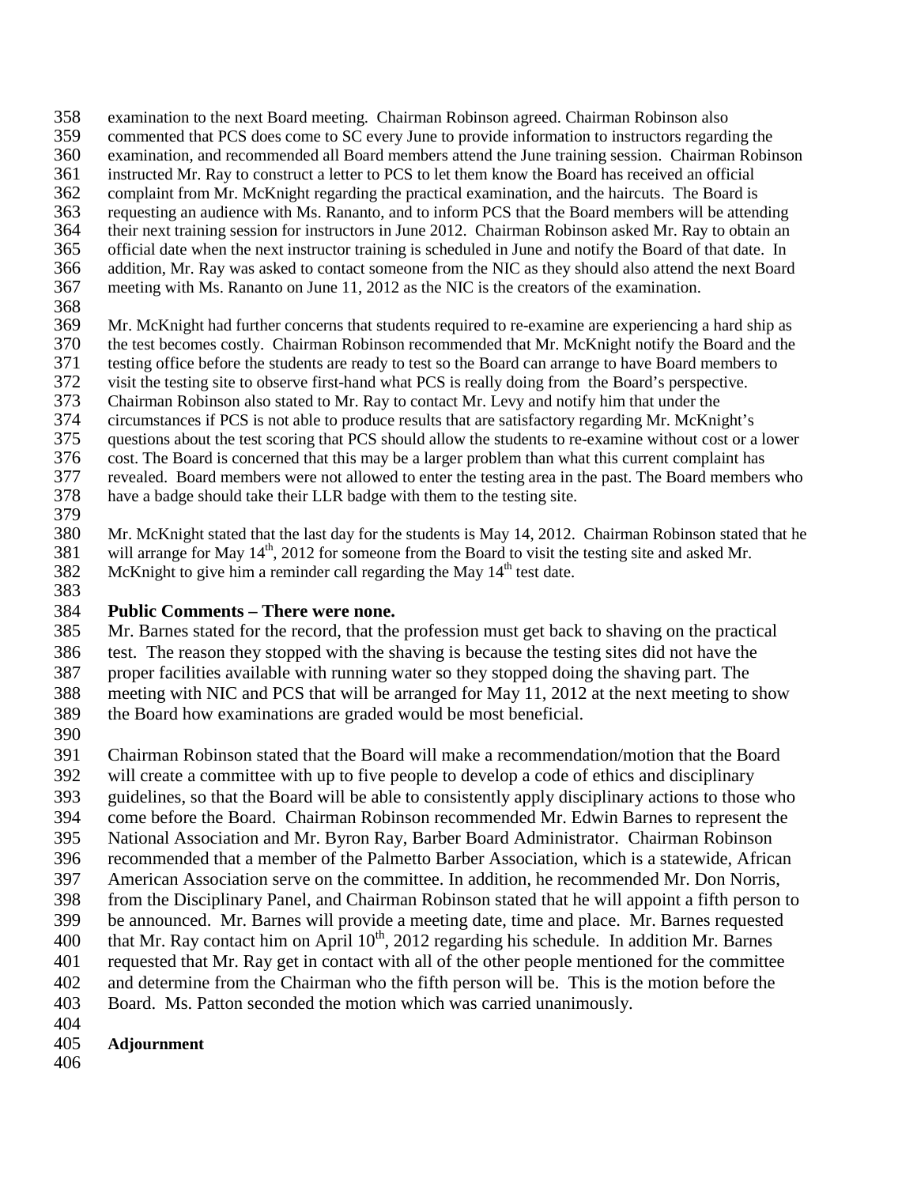examination to the next Board meeting. Chairman Robinson agreed. Chairman Robinson also commented that PCS does come to SC every June to provide information to instructors regarding the examination, and recommended all Board members attend the June training session. Chairman Robinson instructed Mr. Ray to construct a letter to PCS to let them know the Board has received an official complaint from Mr. McKnight regarding the practical examination, and the haircuts. The Board is requesting an audience with Ms. Rananto, and to inform PCS that the Board members will be attending their next training session for instructors in June 2012. Chairman Robinson asked Mr. Ray to obtain an official date when the next instructor training is scheduled in June and notify the Board of that date. In addition, Mr. Ray was asked to contact someone from the NIC as they should also attend the next Board meeting with Ms. Rananto on June 11, 2012 as the NIC is the creators of the examination.

Mr. McKnight had further concerns that students required to re-examine are experiencing a hard ship as the test becomes costly. Chairman Robinson recommended that Mr. McKnight notify the Board and the testing office before the students are ready to test so the Board can arrange to have Board members to visit the testing site to observe first-hand what PCS is really doing from the Board's perspective. Chairman Robinson also stated to Mr. Ray to contact Mr. Levy and notify him that under the circumstances if PCS is not able to produce results that are satisfactory regarding Mr. McKnight's questions about the test scoring that PCS should allow the students to re-examine without cost or a lower cost. The Board is concerned that this may be a larger problem than what this current complaint has revealed. Board members were not allowed to enter the testing area in the past. The Board members who have a badge should take their LLR badge with them to the testing site.

Mr. McKnight stated that the last day for the students is May 14, 2012. Chairman Robinson stated that he will arrange for May 14th, 2012 for someone from the Board to visit the testing site and asked Mr. McKnight to give him a reminder call regarding the May 14th test date.

**Public Comments – There were none.**

Mr. Barnes stated for the record, that the profession must get back to shaving on the practical test. The reason they stopped with the shaving is because the testing sites did not have the proper facilities available with running water so they stopped doing the shaving part. The meeting with NIC and PCS that will be arranged for May 11, 2012 at the next meeting to show the Board how examinations are graded would be most beneficial.

Chairman Robinson stated that the Board will make a recommendation/motion that the Board will create a committee with up to five people to develop a code of ethics and disciplinary guidelines, so that the Board will be able to consistently apply disciplinary actions to those who come before the Board. Chairman Robinson recommended Mr. Edwin Barnes to represent the National Association and Mr. Byron Ray, Barber Board Administrator. Chairman Robinson recommended that a member of the Palmetto Barber Association, which is a statewide, African American Association serve on the committee. In addition, he recommended Mr. Don Norris, from the Disciplinary Panel, and Chairman Robinson stated that he will appoint a fifth person to be announced. Mr. Barnes will provide a meeting date, time and place. Mr. Barnes requested that Mr. Ray contact him on April 10th, 2012 regarding his schedule. In addition Mr. Barnes requested that Mr. Ray get in contact with all of the other people mentioned for the committee and determine from the Chairman who the fifth person will be. This is the motion before the Board. Ms. Patton seconded the motion which was carried unanimously.

**Adjournment**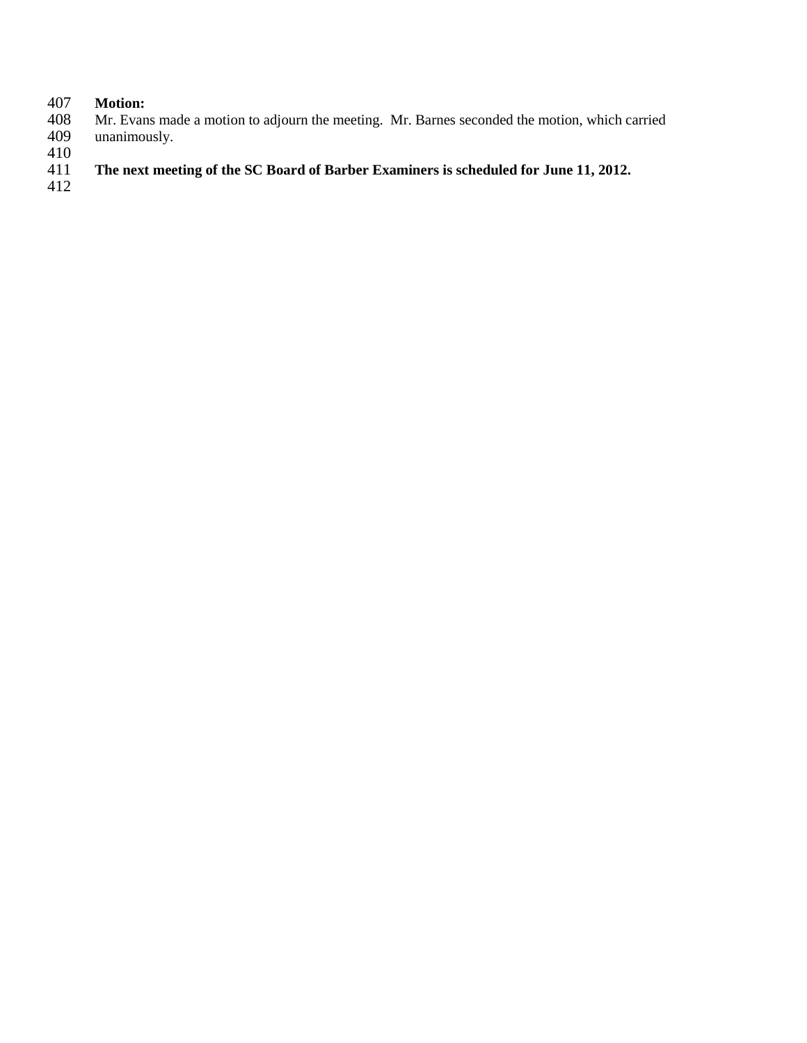**Motion:**
Mr. Evans made a motion to adjourn the meeting. Mr. Barnes seconded the motion, which carried unanimously.

**The next meeting of the SC Board of Barber Examiners is scheduled for June 11, 2012.**